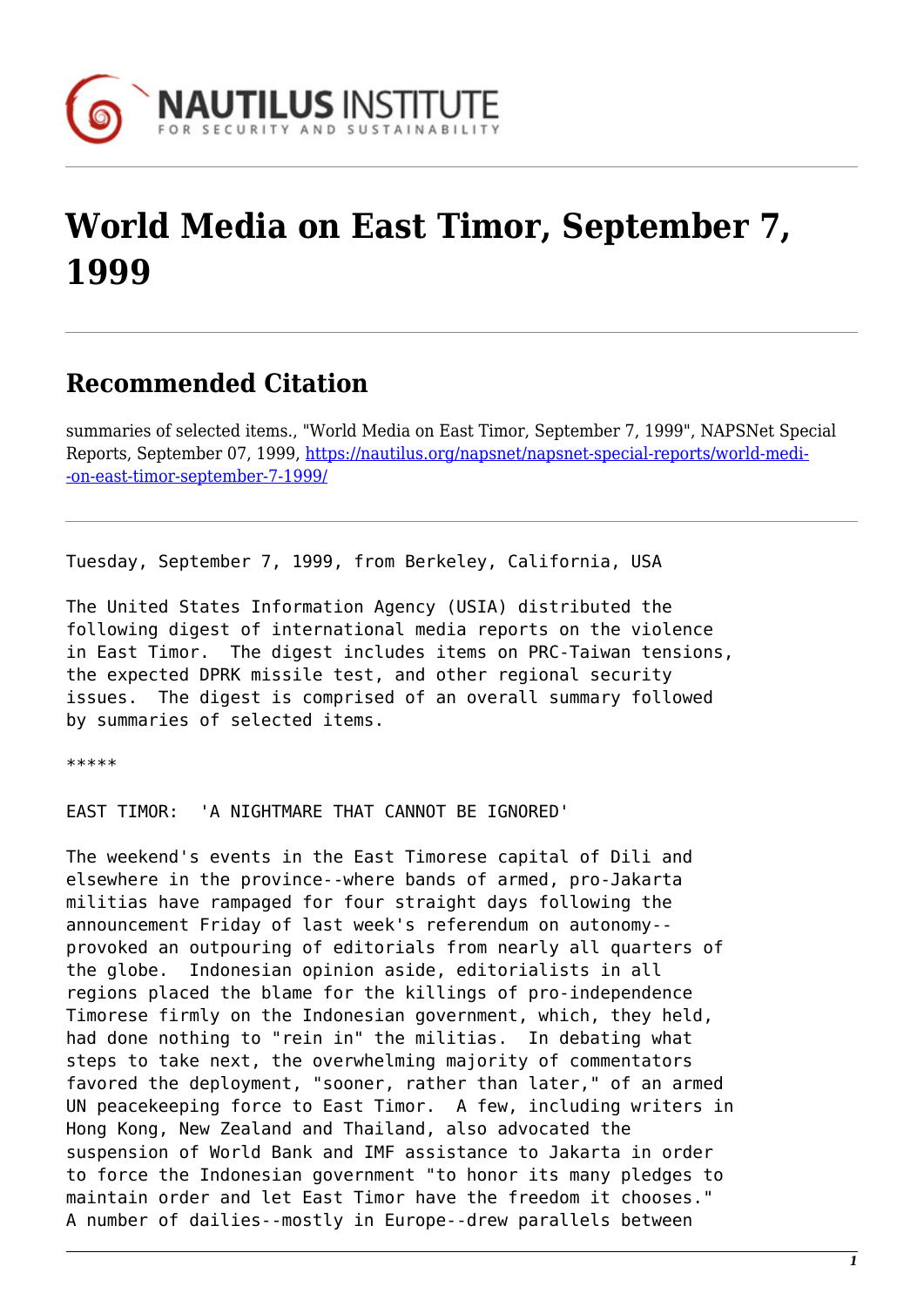# World Media on East Timor, September 7, 1999

## Recommended Citation

summaries of selected items., "World Media on East Timor, September 7, 1999", NAPSNet Special Reports, September 07, 1999, https://nautilus.org/napsnet/napsnet-special-reports/world-media-on-east-timor-september-7-1999/

Tuesday, September 7, 1999, from Berkeley, California, USA

The United States Information Agency (USIA) distributed the following digest of international media reports on the violence in East Timor. The digest includes items on PRC-Taiwan tensions, the expected DPRK missile test, and other regional security issues. The digest is comprised of an overall summary followed by summaries of selected items.

*****

EAST TIMOR: 'A NIGHTMARE THAT CANNOT BE IGNORED'

The weekend's events in the East Timorese capital of Dili and elsewhere in the province--where bands of armed, pro-Jakarta militias have rampaged for four straight days following the announcement Friday of last week's referendum on autonomy--provoked an outpouring of editorials from nearly all quarters of the globe. Indonesian opinion aside, editorialists in all regions placed the blame for the killings of pro-independence Timorese firmly on the Indonesian government, which, they held, had done nothing to "rein in" the militias. In debating what steps to take next, the overwhelming majority of commentators favored the deployment, "sooner, rather than later," of an armed UN peacekeeping force to East Timor. A few, including writers in Hong Kong, New Zealand and Thailand, also advocated the suspension of World Bank and IMF assistance to Jakarta in order to force the Indonesian government "to honor its many pledges to maintain order and let East Timor have the freedom it chooses." A number of dailies--mostly in Europe--drew parallels between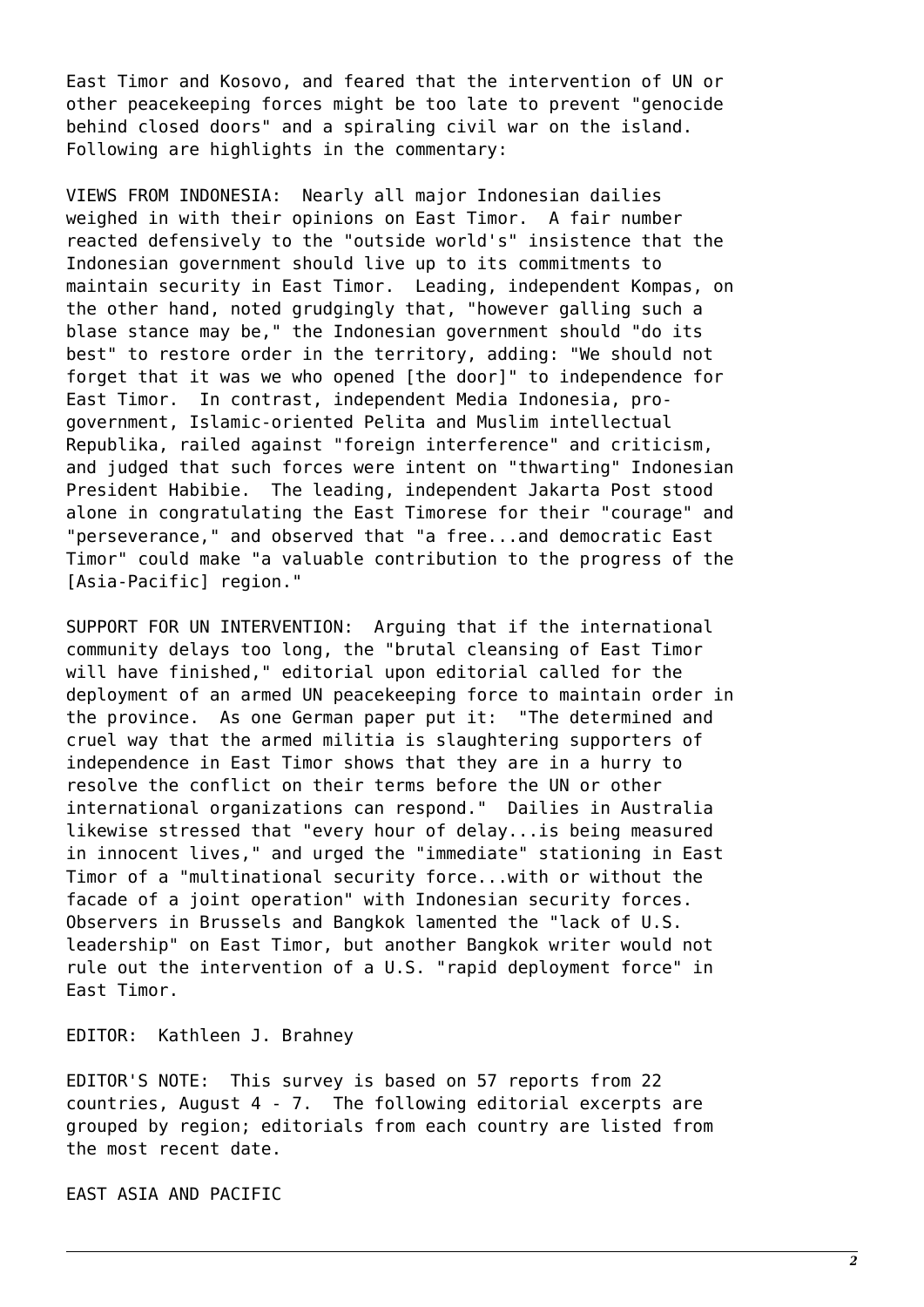East Timor and Kosovo, and feared that the intervention of UN or other peacekeeping forces might be too late to prevent "genocide behind closed doors" and a spiraling civil war on the island. Following are highlights in the commentary:

VIEWS FROM INDONESIA: Nearly all major Indonesian dailies weighed in with their opinions on East Timor. A fair number reacted defensively to the "outside world's" insistence that the Indonesian government should live up to its commitments to maintain security in East Timor. Leading, independent Kompas, on the other hand, noted grudgingly that, "however galling such a blase stance may be," the Indonesian government should "do its best" to restore order in the territory, adding: "We should not forget that it was we who opened [the door]" to independence for East Timor. In contrast, independent Media Indonesia, pro-government, Islamic-oriented Pelita and Muslim intellectual Republika, railed against "foreign interference" and criticism, and judged that such forces were intent on "thwarting" Indonesian President Habibie. The leading, independent Jakarta Post stood alone in congratulating the East Timorese for their "courage" and "perseverance," and observed that "a free...and democratic East Timor" could make "a valuable contribution to the progress of the [Asia-Pacific] region."

SUPPORT FOR UN INTERVENTION: Arguing that if the international community delays too long, the "brutal cleansing of East Timor will have finished," editorial upon editorial called for the deployment of an armed UN peacekeeping force to maintain order in the province. As one German paper put it: "The determined and cruel way that the armed militia is slaughtering supporters of independence in East Timor shows that they are in a hurry to resolve the conflict on their terms before the UN or other international organizations can respond." Dailies in Australia likewise stressed that "every hour of delay...is being measured in innocent lives," and urged the "immediate" stationing in East Timor of a "multinational security force...with or without the facade of a joint operation" with Indonesian security forces. Observers in Brussels and Bangkok lamented the "lack of U.S. leadership" on East Timor, but another Bangkok writer would not rule out the intervention of a U.S. "rapid deployment force" in East Timor.

EDITOR: Kathleen J. Brahney

EDITOR'S NOTE: This survey is based on 57 reports from 22 countries, August 4 - 7. The following editorial excerpts are grouped by region; editorials from each country are listed from the most recent date.

EAST ASIA AND PACIFIC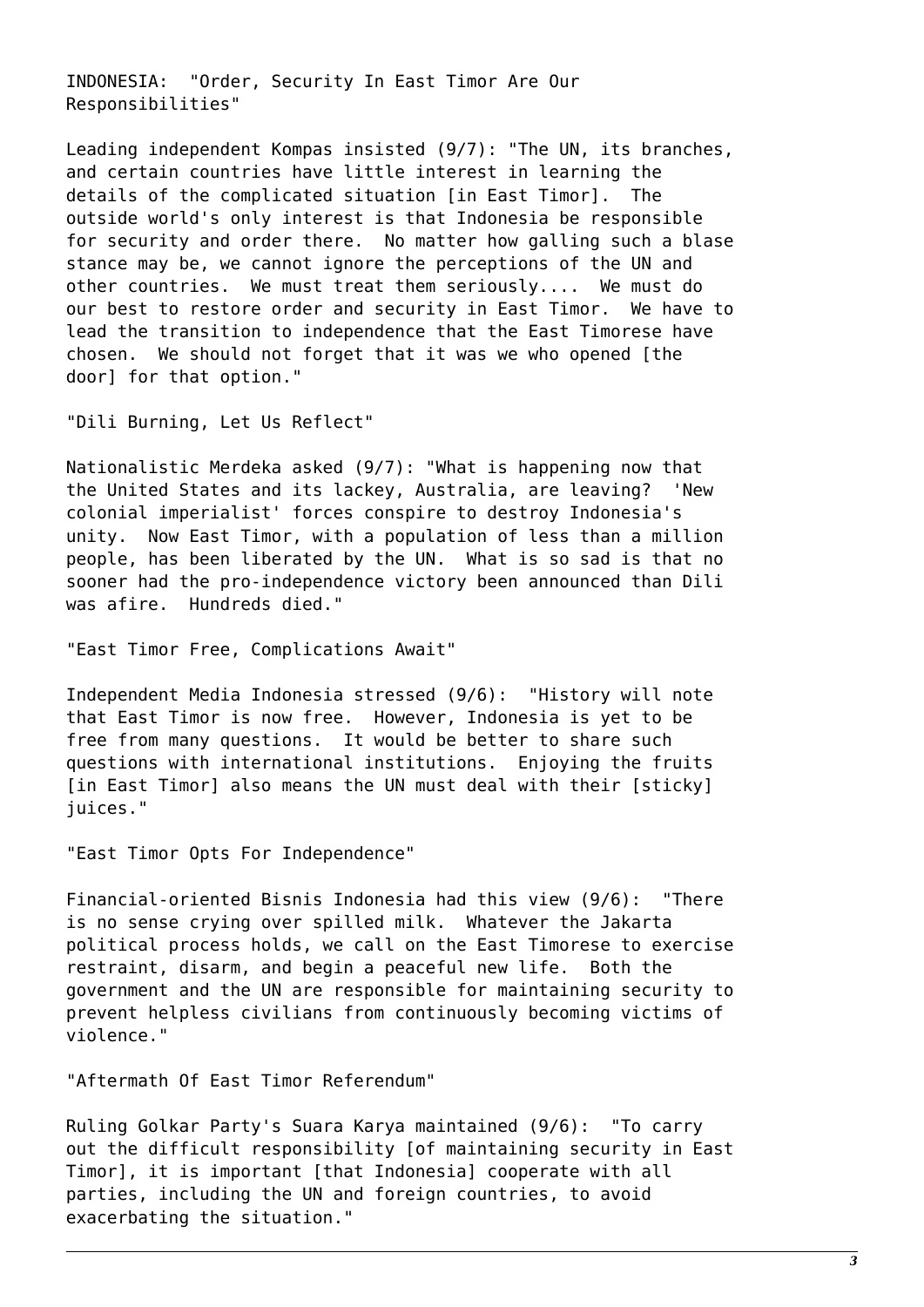INDONESIA: "Order, Security In East Timor Are Our Responsibilities"

Leading independent Kompas insisted (9/7): "The UN, its branches, and certain countries have little interest in learning the details of the complicated situation [in East Timor]. The outside world's only interest is that Indonesia be responsible for security and order there. No matter how galling such a blase stance may be, we cannot ignore the perceptions of the UN and other countries. We must treat them seriously.... We must do our best to restore order and security in East Timor. We have to lead the transition to independence that the East Timorese have chosen. We should not forget that it was we who opened [the door] for that option."

"Dili Burning, Let Us Reflect"

Nationalistic Merdeka asked (9/7): "What is happening now that the United States and its lackey, Australia, are leaving? 'New colonial imperialist' forces conspire to destroy Indonesia's unity. Now East Timor, with a population of less than a million people, has been liberated by the UN. What is so sad is that no sooner had the pro-independence victory been announced than Dili was afire. Hundreds died."

"East Timor Free, Complications Await"

Independent Media Indonesia stressed (9/6): "History will note that East Timor is now free. However, Indonesia is yet to be free from many questions. It would be better to share such questions with international institutions. Enjoying the fruits [in East Timor] also means the UN must deal with their [sticky] juices."

"East Timor Opts For Independence"

Financial-oriented Bisnis Indonesia had this view (9/6): "There is no sense crying over spilled milk. Whatever the Jakarta political process holds, we call on the East Timorese to exercise restraint, disarm, and begin a peaceful new life. Both the government and the UN are responsible for maintaining security to prevent helpless civilians from continuously becoming victims of violence."

"Aftermath Of East Timor Referendum"

Ruling Golkar Party's Suara Karya maintained (9/6): "To carry out the difficult responsibility [of maintaining security in East Timor], it is important [that Indonesia] cooperate with all parties, including the UN and foreign countries, to avoid exacerbating the situation."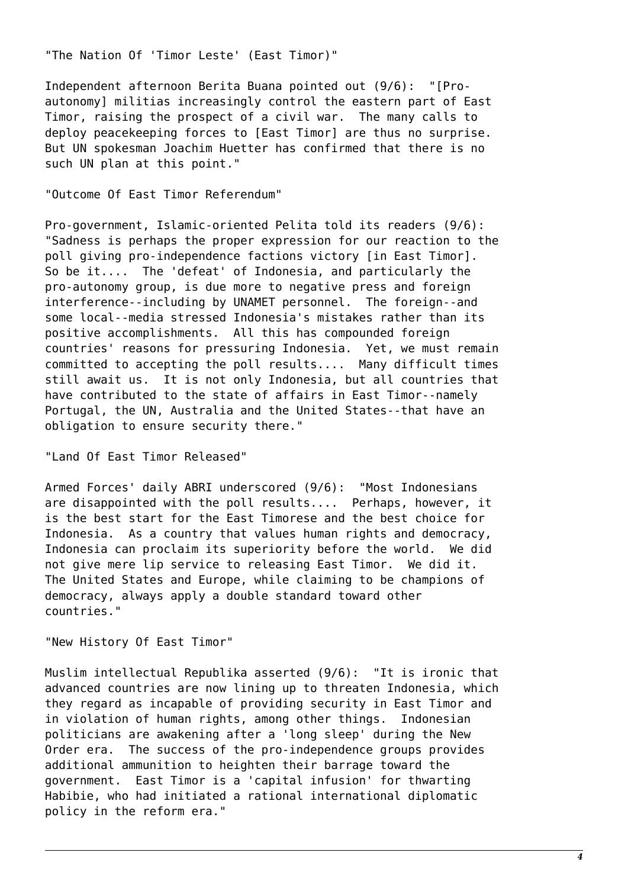"The Nation Of 'Timor Leste' (East Timor)"

Independent afternoon Berita Buana pointed out (9/6): "[Pro-autonomy] militias increasingly control the eastern part of East Timor, raising the prospect of a civil war. The many calls to deploy peacekeeping forces to [East Timor] are thus no surprise. But UN spokesman Joachim Huetter has confirmed that there is no such UN plan at this point."

"Outcome Of East Timor Referendum"

Pro-government, Islamic-oriented Pelita told its readers (9/6): "Sadness is perhaps the proper expression for our reaction to the poll giving pro-independence factions victory [in East Timor]. So be it.... The 'defeat' of Indonesia, and particularly the pro-autonomy group, is due more to negative press and foreign interference--including by UNAMET personnel. The foreign--and some local--media stressed Indonesia's mistakes rather than its positive accomplishments. All this has compounded foreign countries' reasons for pressuring Indonesia. Yet, we must remain committed to accepting the poll results.... Many difficult times still await us. It is not only Indonesia, but all countries that have contributed to the state of affairs in East Timor--namely Portugal, the UN, Australia and the United States--that have an obligation to ensure security there."

"Land Of East Timor Released"

Armed Forces' daily ABRI underscored (9/6): "Most Indonesians are disappointed with the poll results.... Perhaps, however, it is the best start for the East Timorese and the best choice for Indonesia. As a country that values human rights and democracy, Indonesia can proclaim its superiority before the world. We did not give mere lip service to releasing East Timor. We did it. The United States and Europe, while claiming to be champions of democracy, always apply a double standard toward other countries."

"New History Of East Timor"

Muslim intellectual Republika asserted (9/6): "It is ironic that advanced countries are now lining up to threaten Indonesia, which they regard as incapable of providing security in East Timor and in violation of human rights, among other things. Indonesian politicians are awakening after a 'long sleep' during the New Order era. The success of the pro-independence groups provides additional ammunition to heighten their barrage toward the government. East Timor is a 'capital infusion' for thwarting Habibie, who had initiated a rational international diplomatic policy in the reform era."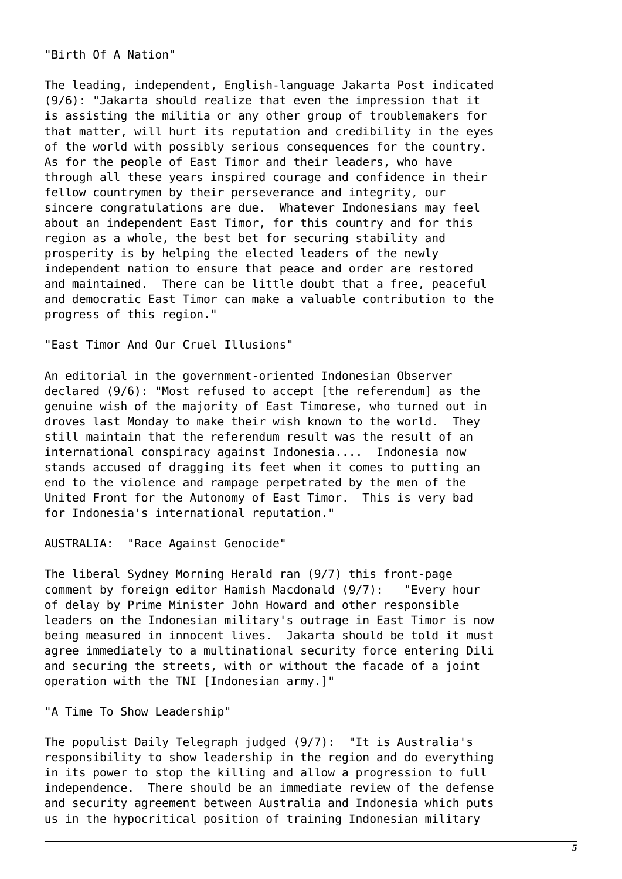"Birth Of A Nation"

The leading, independent, English-language Jakarta Post indicated (9/6): "Jakarta should realize that even the impression that it is assisting the militia or any other group of troublemakers for that matter, will hurt its reputation and credibility in the eyes of the world with possibly serious consequences for the country. As for the people of East Timor and their leaders, who have through all these years inspired courage and confidence in their fellow countrymen by their perseverance and integrity, our sincere congratulations are due. Whatever Indonesians may feel about an independent East Timor, for this country and for this region as a whole, the best bet for securing stability and prosperity is by helping the elected leaders of the newly independent nation to ensure that peace and order are restored and maintained. There can be little doubt that a free, peaceful and democratic East Timor can make a valuable contribution to the progress of this region."

"East Timor And Our Cruel Illusions"

An editorial in the government-oriented Indonesian Observer declared (9/6): "Most refused to accept [the referendum] as the genuine wish of the majority of East Timorese, who turned out in droves last Monday to make their wish known to the world. They still maintain that the referendum result was the result of an international conspiracy against Indonesia.... Indonesia now stands accused of dragging its feet when it comes to putting an end to the violence and rampage perpetrated by the men of the United Front for the Autonomy of East Timor. This is very bad for Indonesia's international reputation."

AUSTRALIA: "Race Against Genocide"

The liberal Sydney Morning Herald ran (9/7) this front-page comment by foreign editor Hamish Macdonald (9/7): "Every hour of delay by Prime Minister John Howard and other responsible leaders on the Indonesian military's outrage in East Timor is now being measured in innocent lives. Jakarta should be told it must agree immediately to a multinational security force entering Dili and securing the streets, with or without the facade of a joint operation with the TNI [Indonesian army.]"

"A Time To Show Leadership"

The populist Daily Telegraph judged (9/7): "It is Australia's responsibility to show leadership in the region and do everything in its power to stop the killing and allow a progression to full independence. There should be an immediate review of the defense and security agreement between Australia and Indonesia which puts us in the hypocritical position of training Indonesian military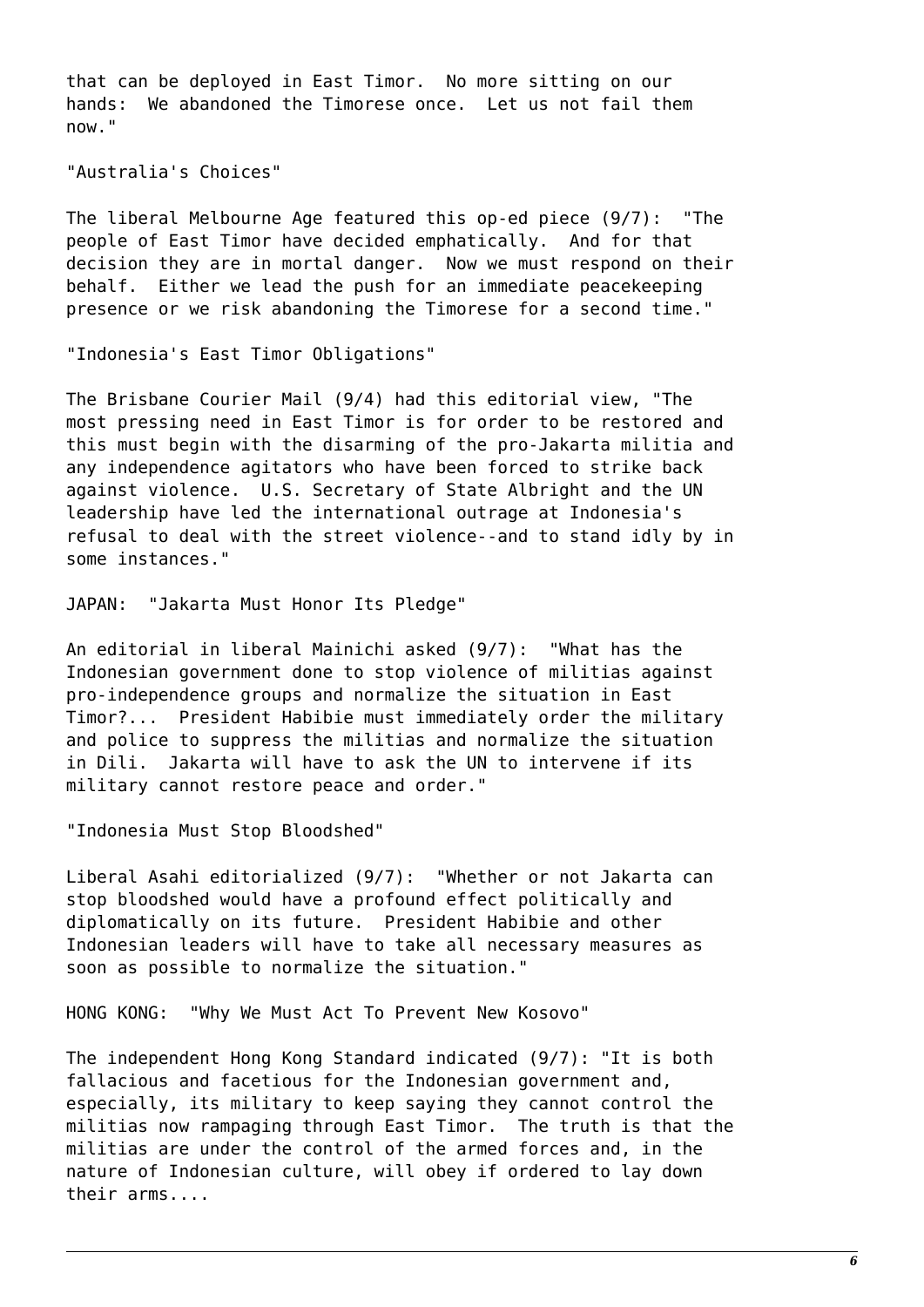that can be deployed in East Timor. No more sitting on our hands: We abandoned the Timorese once. Let us not fail them now."

"Australia's Choices"

The liberal Melbourne Age featured this op-ed piece (9/7): "The people of East Timor have decided emphatically. And for that decision they are in mortal danger. Now we must respond on their behalf. Either we lead the push for an immediate peacekeeping presence or we risk abandoning the Timorese for a second time."

"Indonesia's East Timor Obligations"

The Brisbane Courier Mail (9/4) had this editorial view, "The most pressing need in East Timor is for order to be restored and this must begin with the disarming of the pro-Jakarta militia and any independence agitators who have been forced to strike back against violence. U.S. Secretary of State Albright and the UN leadership have led the international outrage at Indonesia's refusal to deal with the street violence--and to stand idly by in some instances."

JAPAN: "Jakarta Must Honor Its Pledge"

An editorial in liberal Mainichi asked (9/7): "What has the Indonesian government done to stop violence of militias against pro-independence groups and normalize the situation in East Timor?... President Habibie must immediately order the military and police to suppress the militias and normalize the situation in Dili. Jakarta will have to ask the UN to intervene if its military cannot restore peace and order."

"Indonesia Must Stop Bloodshed"

Liberal Asahi editorialized (9/7): "Whether or not Jakarta can stop bloodshed would have a profound effect politically and diplomatically on its future. President Habibie and other Indonesian leaders will have to take all necessary measures as soon as possible to normalize the situation."

HONG KONG: "Why We Must Act To Prevent New Kosovo"

The independent Hong Kong Standard indicated (9/7): "It is both fallacious and facetious for the Indonesian government and, especially, its military to keep saying they cannot control the militias now rampaging through East Timor. The truth is that the militias are under the control of the armed forces and, in the nature of Indonesian culture, will obey if ordered to lay down their arms....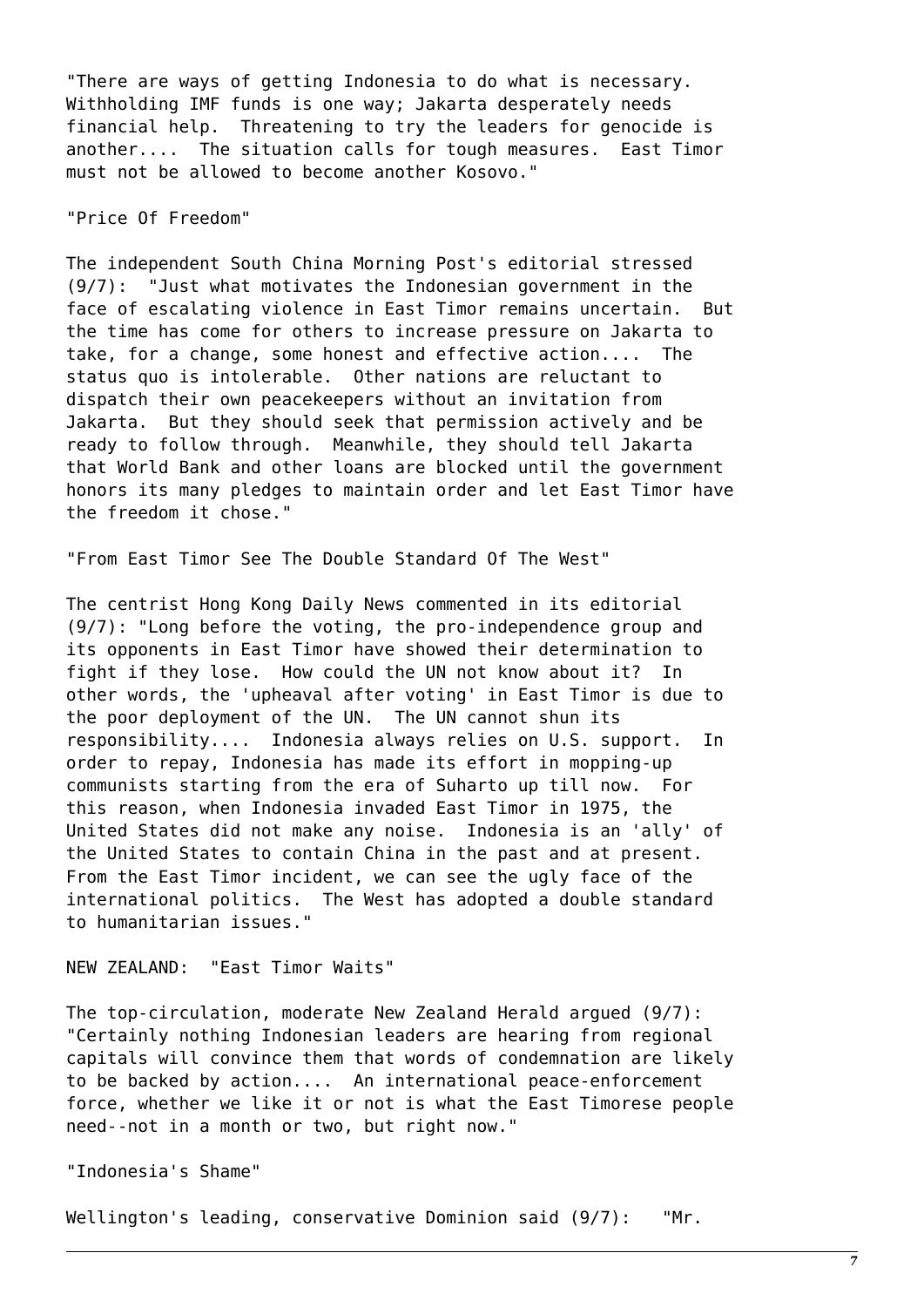"There are ways of getting Indonesia to do what is necessary. Withholding IMF funds is one way; Jakarta desperately needs financial help. Threatening to try the leaders for genocide is another.... The situation calls for tough measures. East Timor must not be allowed to become another Kosovo."

"Price Of Freedom"

The independent South China Morning Post's editorial stressed (9/7): "Just what motivates the Indonesian government in the face of escalating violence in East Timor remains uncertain. But the time has come for others to increase pressure on Jakarta to take, for a change, some honest and effective action.... The status quo is intolerable. Other nations are reluctant to dispatch their own peacekeepers without an invitation from Jakarta. But they should seek that permission actively and be ready to follow through. Meanwhile, they should tell Jakarta that World Bank and other loans are blocked until the government honors its many pledges to maintain order and let East Timor have the freedom it chose."

"From East Timor See The Double Standard Of The West"

The centrist Hong Kong Daily News commented in its editorial (9/7): "Long before the voting, the pro-independence group and its opponents in East Timor have showed their determination to fight if they lose. How could the UN not know about it? In other words, the 'upheaval after voting' in East Timor is due to the poor deployment of the UN. The UN cannot shun its responsibility.... Indonesia always relies on U.S. support. In order to repay, Indonesia has made its effort in mopping-up communists starting from the era of Suharto up till now. For this reason, when Indonesia invaded East Timor in 1975, the United States did not make any noise. Indonesia is an 'ally' of the United States to contain China in the past and at present. From the East Timor incident, we can see the ugly face of the international politics. The West has adopted a double standard to humanitarian issues."

NEW ZEALAND: "East Timor Waits"

The top-circulation, moderate New Zealand Herald argued (9/7): "Certainly nothing Indonesian leaders are hearing from regional capitals will convince them that words of condemnation are likely to be backed by action.... An international peace-enforcement force, whether we like it or not is what the East Timorese people need--not in a month or two, but right now."

"Indonesia's Shame"

Wellington's leading, conservative Dominion said (9/7): "Mr.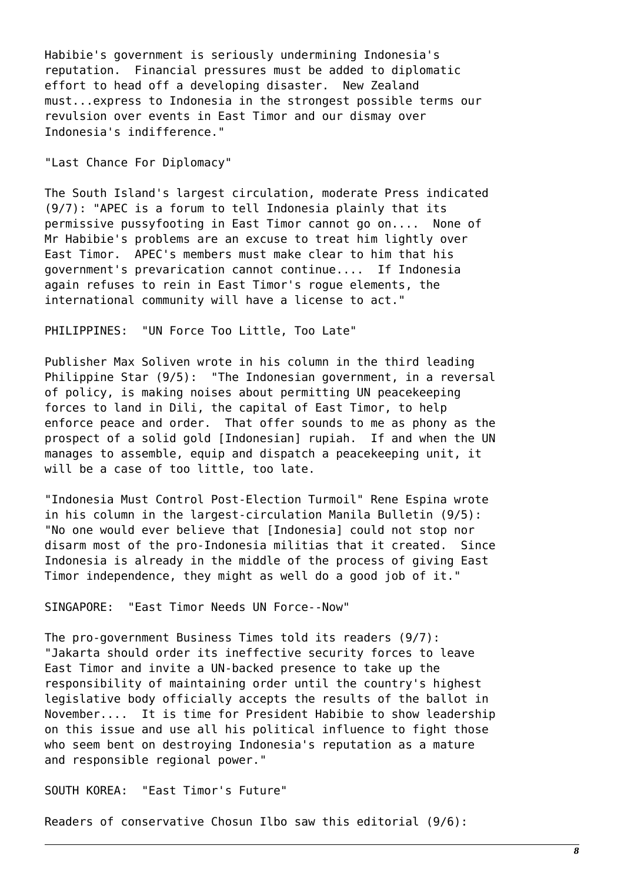Habibie's government is seriously undermining Indonesia's reputation. Financial pressures must be added to diplomatic effort to head off a developing disaster. New Zealand must...express to Indonesia in the strongest possible terms our revulsion over events in East Timor and our dismay over Indonesia's indifference."

"Last Chance For Diplomacy"

The South Island's largest circulation, moderate Press indicated (9/7): "APEC is a forum to tell Indonesia plainly that its permissive pussyfooting in East Timor cannot go on.... None of Mr Habibie's problems are an excuse to treat him lightly over East Timor. APEC's members must make clear to him that his government's prevarication cannot continue.... If Indonesia again refuses to rein in East Timor's rogue elements, the international community will have a license to act."

PHILIPPINES: "UN Force Too Little, Too Late"

Publisher Max Soliven wrote in his column in the third leading Philippine Star (9/5): "The Indonesian government, in a reversal of policy, is making noises about permitting UN peacekeeping forces to land in Dili, the capital of East Timor, to help enforce peace and order. That offer sounds to me as phony as the prospect of a solid gold [Indonesian] rupiah. If and when the UN manages to assemble, equip and dispatch a peacekeeping unit, it will be a case of too little, too late.

"Indonesia Must Control Post-Election Turmoil" Rene Espina wrote in his column in the largest-circulation Manila Bulletin (9/5): "No one would ever believe that [Indonesia] could not stop nor disarm most of the pro-Indonesia militias that it created. Since Indonesia is already in the middle of the process of giving East Timor independence, they might as well do a good job of it."

SINGAPORE: "East Timor Needs UN Force--Now"

The pro-government Business Times told its readers (9/7): "Jakarta should order its ineffective security forces to leave East Timor and invite a UN-backed presence to take up the responsibility of maintaining order until the country's highest legislative body officially accepts the results of the ballot in November.... It is time for President Habibie to show leadership on this issue and use all his political influence to fight those who seem bent on destroying Indonesia's reputation as a mature and responsible regional power."

SOUTH KOREA: "East Timor's Future"

Readers of conservative Chosun Ilbo saw this editorial (9/6):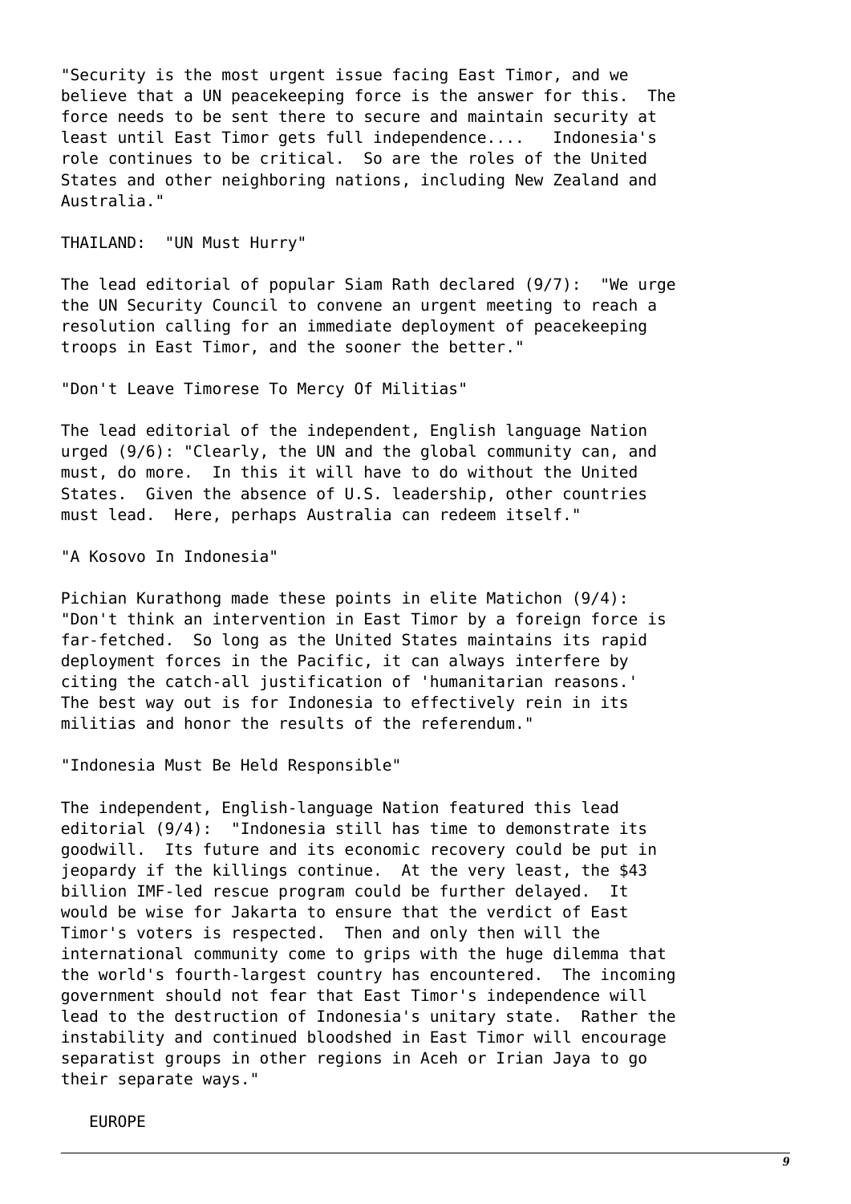"Security is the most urgent issue facing East Timor, and we believe that a UN peacekeeping force is the answer for this. The force needs to be sent there to secure and maintain security at least until East Timor gets full independence.... Indonesia's role continues to be critical. So are the roles of the United States and other neighboring nations, including New Zealand and Australia."

THAILAND: "UN Must Hurry"

The lead editorial of popular Siam Rath declared (9/7): "We urge the UN Security Council to convene an urgent meeting to reach a resolution calling for an immediate deployment of peacekeeping troops in East Timor, and the sooner the better."

"Don't Leave Timorese To Mercy Of Militias"

The lead editorial of the independent, English language Nation urged (9/6): "Clearly, the UN and the global community can, and must, do more. In this it will have to do without the United States. Given the absence of U.S. leadership, other countries must lead. Here, perhaps Australia can redeem itself."

"A Kosovo In Indonesia"

Pichian Kurathong made these points in elite Matichon (9/4): "Don't think an intervention in East Timor by a foreign force is far-fetched. So long as the United States maintains its rapid deployment forces in the Pacific, it can always interfere by citing the catch-all justification of 'humanitarian reasons.' The best way out is for Indonesia to effectively rein in its militias and honor the results of the referendum."

"Indonesia Must Be Held Responsible"

The independent, English-language Nation featured this lead editorial (9/4): "Indonesia still has time to demonstrate its goodwill. Its future and its economic recovery could be put in jeopardy if the killings continue. At the very least, the $43 billion IMF-led rescue program could be further delayed. It would be wise for Jakarta to ensure that the verdict of East Timor's voters is respected. Then and only then will the international community come to grips with the huge dilemma that the world's fourth-largest country has encountered. The incoming government should not fear that East Timor's independence will lead to the destruction of Indonesia's unitary state. Rather the instability and continued bloodshed in East Timor will encourage separatist groups in other regions in Aceh or Irian Jaya to go their separate ways."

EUROPE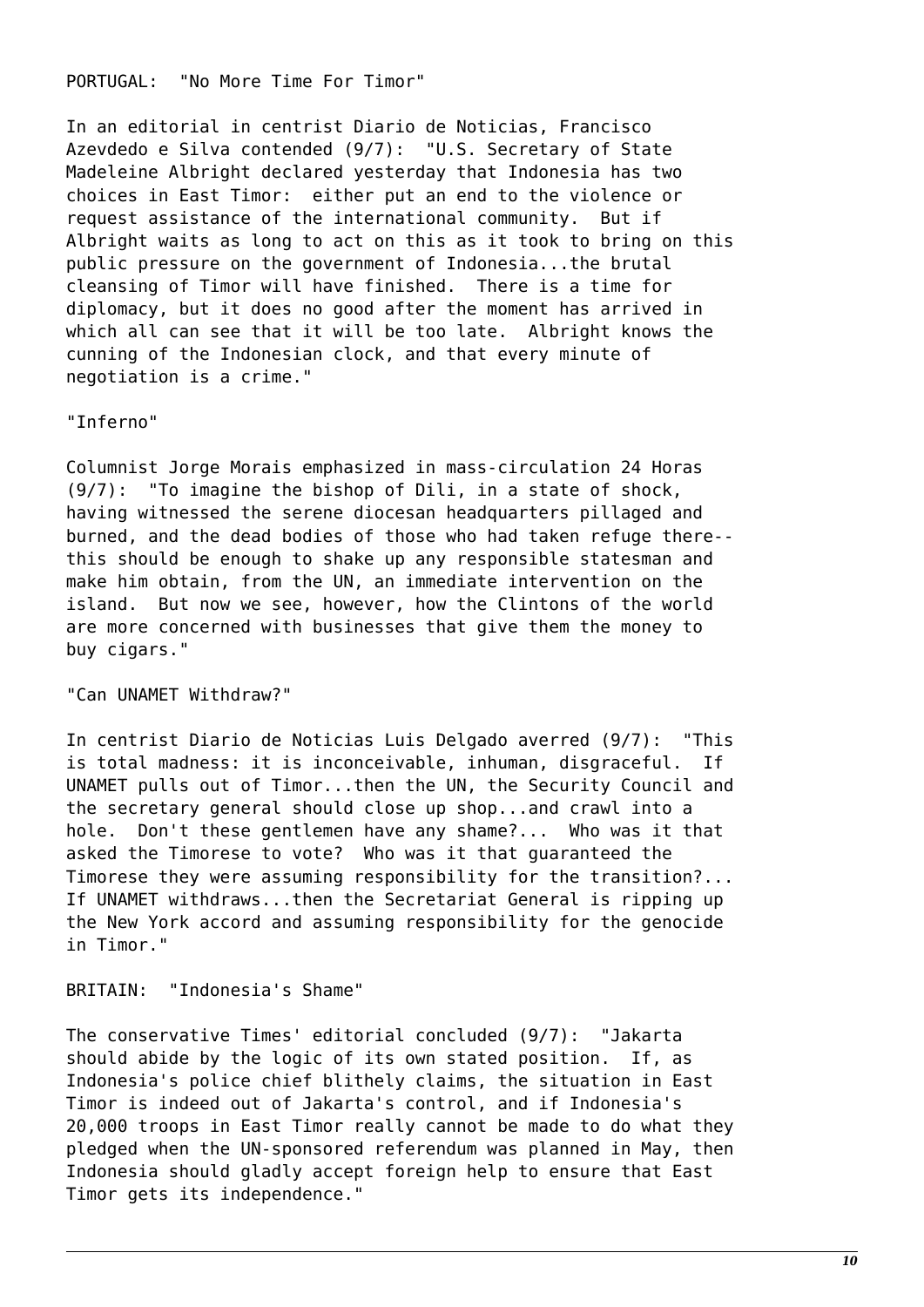PORTUGAL: "No More Time For Timor"

In an editorial in centrist Diario de Noticias, Francisco Azevdedo e Silva contended (9/7): "U.S. Secretary of State Madeleine Albright declared yesterday that Indonesia has two choices in East Timor: either put an end to the violence or request assistance of the international community. But if Albright waits as long to act on this as it took to bring on this public pressure on the government of Indonesia...the brutal cleansing of Timor will have finished. There is a time for diplomacy, but it does no good after the moment has arrived in which all can see that it will be too late. Albright knows the cunning of the Indonesian clock, and that every minute of negotiation is a crime."

"Inferno"

Columnist Jorge Morais emphasized in mass-circulation 24 Horas (9/7): "To imagine the bishop of Dili, in a state of shock, having witnessed the serene diocesan headquarters pillaged and burned, and the dead bodies of those who had taken refuge there--this should be enough to shake up any responsible statesman and make him obtain, from the UN, an immediate intervention on the island. But now we see, however, how the Clintons of the world are more concerned with businesses that give them the money to buy cigars."

"Can UNAMET Withdraw?"

In centrist Diario de Noticias Luis Delgado averred (9/7): "This is total madness: it is inconceivable, inhuman, disgraceful. If UNAMET pulls out of Timor...then the UN, the Security Council and the secretary general should close up shop...and crawl into a hole. Don't these gentlemen have any shame?... Who was it that asked the Timorese to vote? Who was it that guaranteed the Timorese they were assuming responsibility for the transition?... If UNAMET withdraws...then the Secretariat General is ripping up the New York accord and assuming responsibility for the genocide in Timor."

BRITAIN: "Indonesia's Shame"

The conservative Times' editorial concluded (9/7): "Jakarta should abide by the logic of its own stated position. If, as Indonesia's police chief blithely claims, the situation in East Timor is indeed out of Jakarta's control, and if Indonesia's 20,000 troops in East Timor really cannot be made to do what they pledged when the UN-sponsored referendum was planned in May, then Indonesia should gladly accept foreign help to ensure that East Timor gets its independence."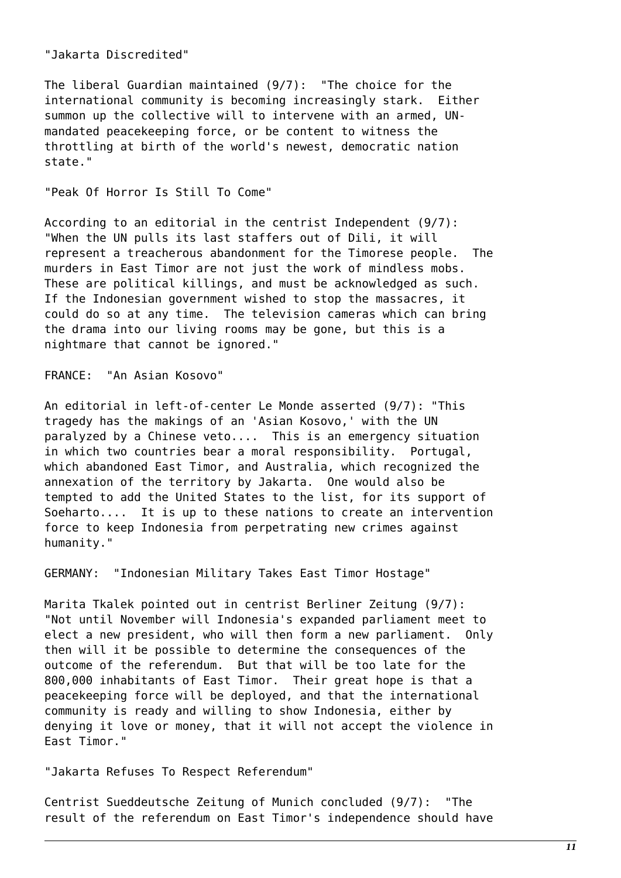"Jakarta Discredited"

The liberal Guardian maintained (9/7): "The choice for the international community is becoming increasingly stark. Either summon up the collective will to intervene with an armed, UN-mandated peacekeeping force, or be content to witness the throttling at birth of the world's newest, democratic nation state."

"Peak Of Horror Is Still To Come"

According to an editorial in the centrist Independent (9/7): "When the UN pulls its last staffers out of Dili, it will represent a treacherous abandonment for the Timorese people. The murders in East Timor are not just the work of mindless mobs. These are political killings, and must be acknowledged as such. If the Indonesian government wished to stop the massacres, it could do so at any time. The television cameras which can bring the drama into our living rooms may be gone, but this is a nightmare that cannot be ignored."

FRANCE: "An Asian Kosovo"

An editorial in left-of-center Le Monde asserted (9/7): "This tragedy has the makings of an 'Asian Kosovo,' with the UN paralyzed by a Chinese veto.... This is an emergency situation in which two countries bear a moral responsibility. Portugal, which abandoned East Timor, and Australia, which recognized the annexation of the territory by Jakarta. One would also be tempted to add the United States to the list, for its support of Soeharto.... It is up to these nations to create an intervention force to keep Indonesia from perpetrating new crimes against humanity."

GERMANY: "Indonesian Military Takes East Timor Hostage"

Marita Tkalek pointed out in centrist Berliner Zeitung (9/7): "Not until November will Indonesia's expanded parliament meet to elect a new president, who will then form a new parliament. Only then will it be possible to determine the consequences of the outcome of the referendum. But that will be too late for the 800,000 inhabitants of East Timor. Their great hope is that a peacekeeping force will be deployed, and that the international community is ready and willing to show Indonesia, either by denying it love or money, that it will not accept the violence in East Timor."

"Jakarta Refuses To Respect Referendum"

Centrist Sueddeutsche Zeitung of Munich concluded (9/7): "The result of the referendum on East Timor's independence should have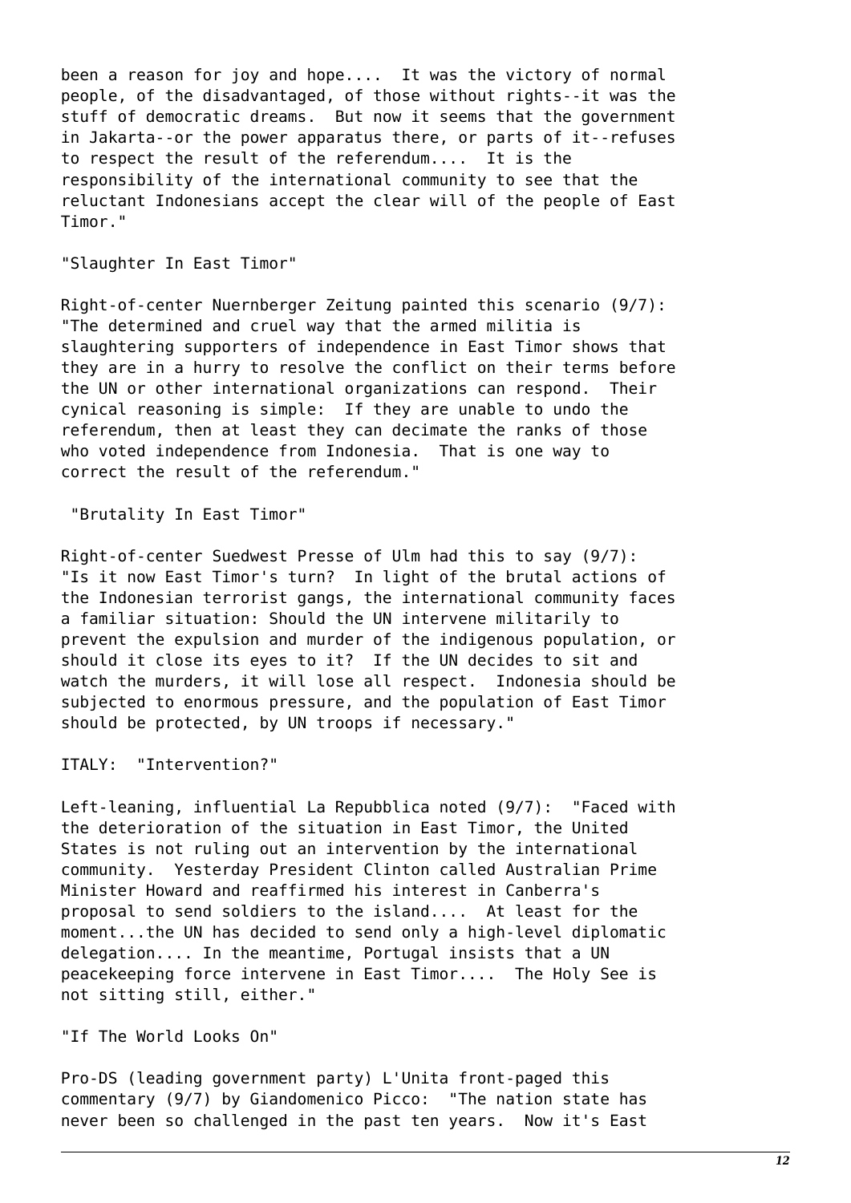been a reason for joy and hope.... It was the victory of normal people, of the disadvantaged, of those without rights--it was the stuff of democratic dreams. But now it seems that the government in Jakarta--or the power apparatus there, or parts of it--refuses to respect the result of the referendum.... It is the responsibility of the international community to see that the reluctant Indonesians accept the clear will of the people of East Timor."

"Slaughter In East Timor"

Right-of-center Nuernberger Zeitung painted this scenario (9/7): "The determined and cruel way that the armed militia is slaughtering supporters of independence in East Timor shows that they are in a hurry to resolve the conflict on their terms before the UN or other international organizations can respond. Their cynical reasoning is simple: If they are unable to undo the referendum, then at least they can decimate the ranks of those who voted independence from Indonesia. That is one way to correct the result of the referendum."

"Brutality In East Timor"

Right-of-center Suedwest Presse of Ulm had this to say (9/7): "Is it now East Timor's turn? In light of the brutal actions of the Indonesian terrorist gangs, the international community faces a familiar situation: Should the UN intervene militarily to prevent the expulsion and murder of the indigenous population, or should it close its eyes to it? If the UN decides to sit and watch the murders, it will lose all respect. Indonesia should be subjected to enormous pressure, and the population of East Timor should be protected, by UN troops if necessary."

ITALY: "Intervention?"

Left-leaning, influential La Repubblica noted (9/7): "Faced with the deterioration of the situation in East Timor, the United States is not ruling out an intervention by the international community. Yesterday President Clinton called Australian Prime Minister Howard and reaffirmed his interest in Canberra's proposal to send soldiers to the island.... At least for the moment...the UN has decided to send only a high-level diplomatic delegation.... In the meantime, Portugal insists that a UN peacekeeping force intervene in East Timor.... The Holy See is not sitting still, either."

"If The World Looks On"

Pro-DS (leading government party) L'Unita front-paged this commentary (9/7) by Giandomenico Picco: "The nation state has never been so challenged in the past ten years. Now it's East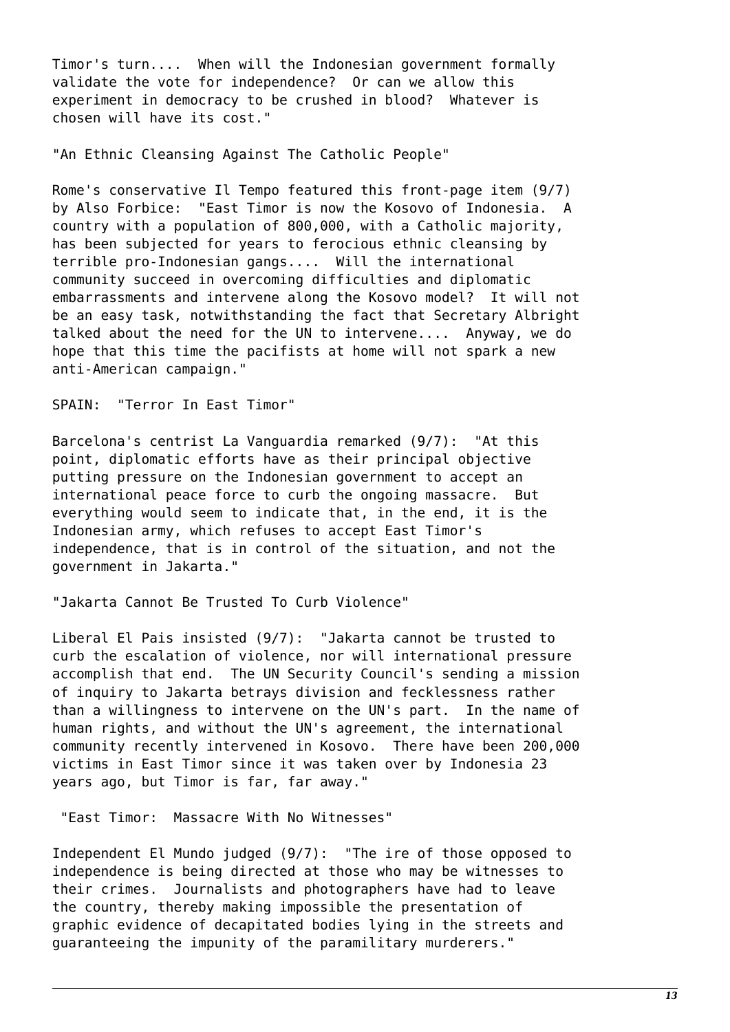Timor's turn.... When will the Indonesian government formally validate the vote for independence? Or can we allow this experiment in democracy to be crushed in blood? Whatever is chosen will have its cost."

"An Ethnic Cleansing Against The Catholic People"

Rome's conservative Il Tempo featured this front-page item (9/7) by Also Forbice: "East Timor is now the Kosovo of Indonesia. A country with a population of 800,000, with a Catholic majority, has been subjected for years to ferocious ethnic cleansing by terrible pro-Indonesian gangs.... Will the international community succeed in overcoming difficulties and diplomatic embarrassments and intervene along the Kosovo model? It will not be an easy task, notwithstanding the fact that Secretary Albright talked about the need for the UN to intervene.... Anyway, we do hope that this time the pacifists at home will not spark a new anti-American campaign."

SPAIN: "Terror In East Timor"

Barcelona's centrist La Vanguardia remarked (9/7): "At this point, diplomatic efforts have as their principal objective putting pressure on the Indonesian government to accept an international peace force to curb the ongoing massacre. But everything would seem to indicate that, in the end, it is the Indonesian army, which refuses to accept East Timor's independence, that is in control of the situation, and not the government in Jakarta."

"Jakarta Cannot Be Trusted To Curb Violence"

Liberal El Pais insisted (9/7): "Jakarta cannot be trusted to curb the escalation of violence, nor will international pressure accomplish that end. The UN Security Council's sending a mission of inquiry to Jakarta betrays division and fecklessness rather than a willingness to intervene on the UN's part. In the name of human rights, and without the UN's agreement, the international community recently intervened in Kosovo. There have been 200,000 victims in East Timor since it was taken over by Indonesia 23 years ago, but Timor is far, far away."

"East Timor: Massacre With No Witnesses"

Independent El Mundo judged (9/7): "The ire of those opposed to independence is being directed at those who may be witnesses to their crimes. Journalists and photographers have had to leave the country, thereby making impossible the presentation of graphic evidence of decapitated bodies lying in the streets and guaranteeing the impunity of the paramilitary murderers."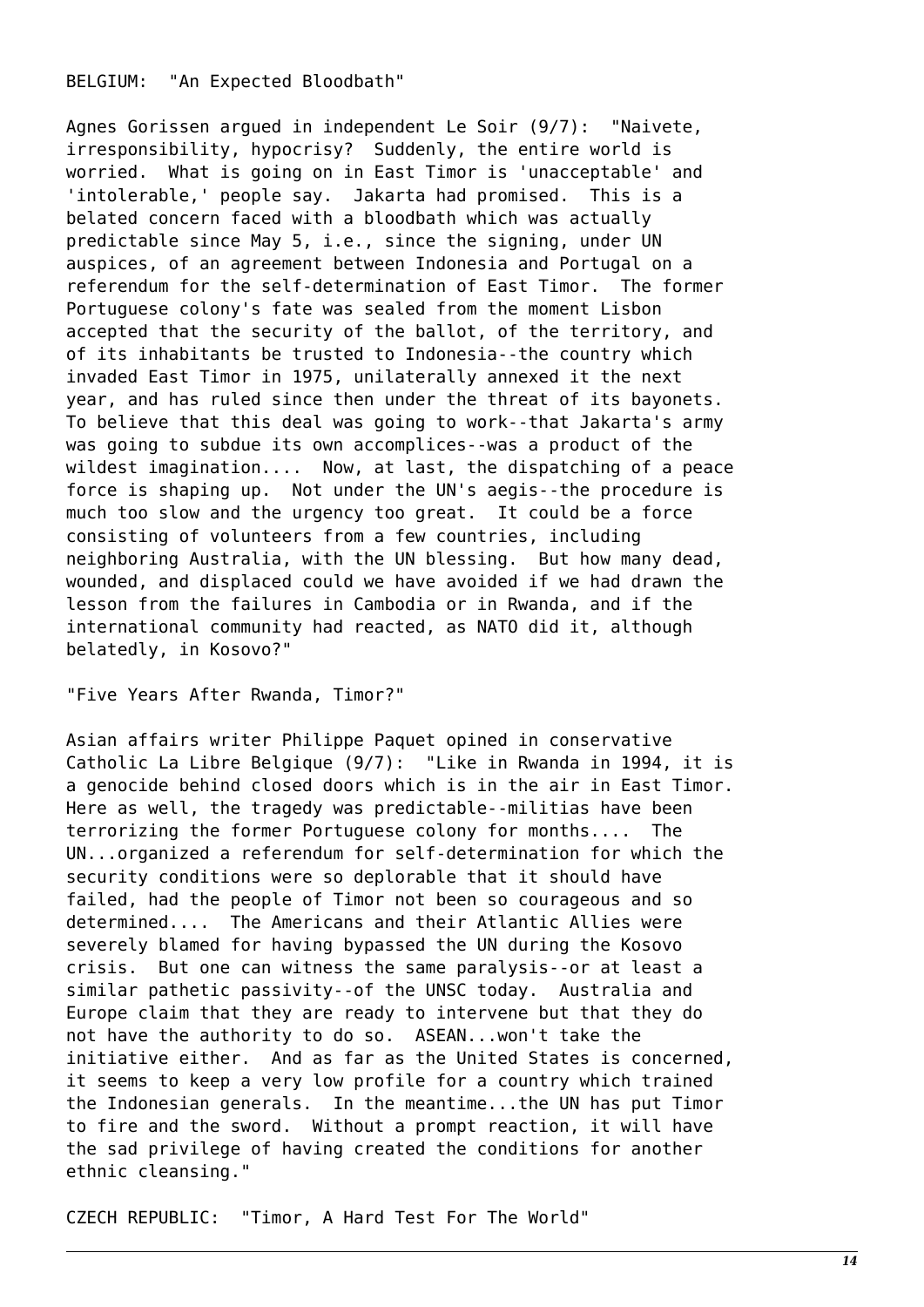BELGIUM: "An Expected Bloodbath"

Agnes Gorissen argued in independent Le Soir (9/7): "Naivete, irresponsibility, hypocrisy? Suddenly, the entire world is worried. What is going on in East Timor is 'unacceptable' and 'intolerable,' people say. Jakarta had promised. This is a belated concern faced with a bloodbath which was actually predictable since May 5, i.e., since the signing, under UN auspices, of an agreement between Indonesia and Portugal on a referendum for the self-determination of East Timor. The former Portuguese colony's fate was sealed from the moment Lisbon accepted that the security of the ballot, of the territory, and of its inhabitants be trusted to Indonesia--the country which invaded East Timor in 1975, unilaterally annexed it the next year, and has ruled since then under the threat of its bayonets. To believe that this deal was going to work--that Jakarta's army was going to subdue its own accomplices--was a product of the wildest imagination.... Now, at last, the dispatching of a peace force is shaping up. Not under the UN's aegis--the procedure is much too slow and the urgency too great. It could be a force consisting of volunteers from a few countries, including neighboring Australia, with the UN blessing. But how many dead, wounded, and displaced could we have avoided if we had drawn the lesson from the failures in Cambodia or in Rwanda, and if the international community had reacted, as NATO did it, although belatedly, in Kosovo?"

"Five Years After Rwanda, Timor?"

Asian affairs writer Philippe Paquet opined in conservative Catholic La Libre Belgique (9/7): "Like in Rwanda in 1994, it is a genocide behind closed doors which is in the air in East Timor. Here as well, the tragedy was predictable--militias have been terrorizing the former Portuguese colony for months.... The UN...organized a referendum for self-determination for which the security conditions were so deplorable that it should have failed, had the people of Timor not been so courageous and so determined.... The Americans and their Atlantic Allies were severely blamed for having bypassed the UN during the Kosovo crisis. But one can witness the same paralysis--or at least a similar pathetic passivity--of the UNSC today. Australia and Europe claim that they are ready to intervene but that they do not have the authority to do so. ASEAN...won't take the initiative either. And as far as the United States is concerned, it seems to keep a very low profile for a country which trained the Indonesian generals. In the meantime...the UN has put Timor to fire and the sword. Without a prompt reaction, it will have the sad privilege of having created the conditions for another ethnic cleansing."

CZECH REPUBLIC: "Timor, A Hard Test For The World"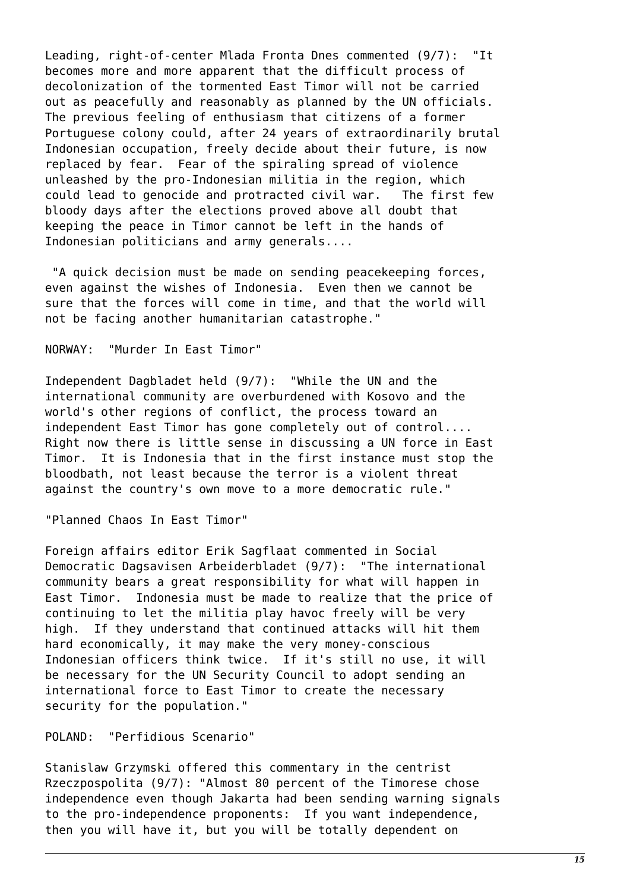Leading, right-of-center Mlada Fronta Dnes commented (9/7): "It becomes more and more apparent that the difficult process of decolonization of the tormented East Timor will not be carried out as peacefully and reasonably as planned by the UN officials. The previous feeling of enthusiasm that citizens of a former Portuguese colony could, after 24 years of extraordinarily brutal Indonesian occupation, freely decide about their future, is now replaced by fear. Fear of the spiraling spread of violence unleashed by the pro-Indonesian militia in the region, which could lead to genocide and protracted civil war. The first few bloody days after the elections proved above all doubt that keeping the peace in Timor cannot be left in the hands of Indonesian politicians and army generals....

"A quick decision must be made on sending peacekeeping forces, even against the wishes of Indonesia. Even then we cannot be sure that the forces will come in time, and that the world will not be facing another humanitarian catastrophe."

NORWAY: "Murder In East Timor"

Independent Dagbladet held (9/7): "While the UN and the international community are overburdened with Kosovo and the world's other regions of conflict, the process toward an independent East Timor has gone completely out of control.... Right now there is little sense in discussing a UN force in East Timor. It is Indonesia that in the first instance must stop the bloodbath, not least because the terror is a violent threat against the country's own move to a more democratic rule."

"Planned Chaos In East Timor"

Foreign affairs editor Erik Sagflaat commented in Social Democratic Dagsavisen Arbeiderbladet (9/7): "The international community bears a great responsibility for what will happen in East Timor. Indonesia must be made to realize that the price of continuing to let the militia play havoc freely will be very high. If they understand that continued attacks will hit them hard economically, it may make the very money-conscious Indonesian officers think twice. If it's still no use, it will be necessary for the UN Security Council to adopt sending an international force to East Timor to create the necessary security for the population."

POLAND: "Perfidious Scenario"

Stanislaw Grzymski offered this commentary in the centrist Rzeczpospolita (9/7): "Almost 80 percent of the Timorese chose independence even though Jakarta had been sending warning signals to the pro-independence proponents: If you want independence, then you will have it, but you will be totally dependent on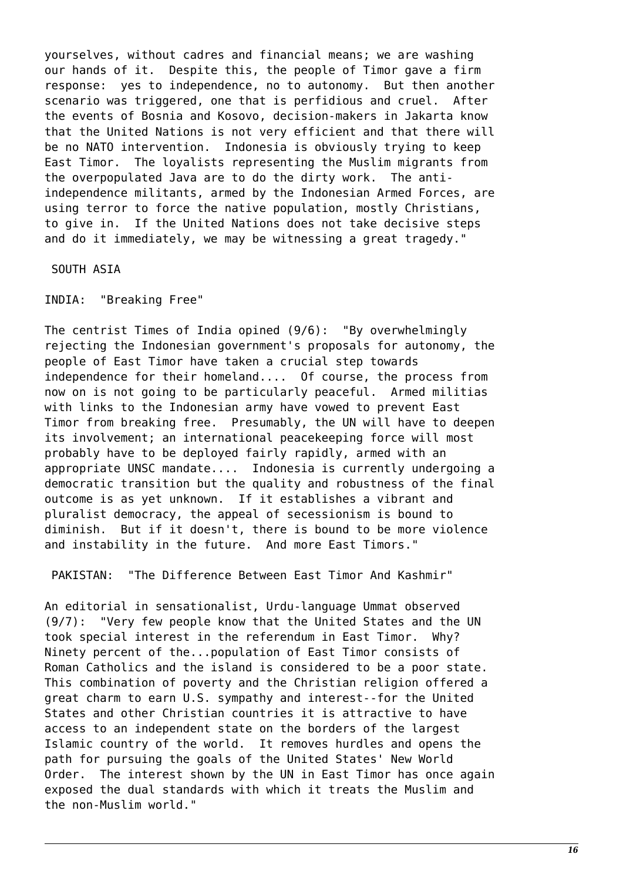yourselves, without cadres and financial means; we are washing our hands of it. Despite this, the people of Timor gave a firm response: yes to independence, no to autonomy. But then another scenario was triggered, one that is perfidious and cruel. After the events of Bosnia and Kosovo, decision-makers in Jakarta know that the United Nations is not very efficient and that there will be no NATO intervention. Indonesia is obviously trying to keep East Timor. The loyalists representing the Muslim migrants from the overpopulated Java are to do the dirty work. The anti-independence militants, armed by the Indonesian Armed Forces, are using terror to force the native population, mostly Christians, to give in. If the United Nations does not take decisive steps and do it immediately, we may be witnessing a great tragedy."

## SOUTH ASIA

### INDIA: "Breaking Free"

The centrist Times of India opined (9/6): "By overwhelmingly rejecting the Indonesian government's proposals for autonomy, the people of East Timor have taken a crucial step towards independence for their homeland.... Of course, the process from now on is not going to be particularly peaceful. Armed militias with links to the Indonesian army have vowed to prevent East Timor from breaking free. Presumably, the UN will have to deepen its involvement; an international peacekeeping force will most probably have to be deployed fairly rapidly, armed with an appropriate UNSC mandate.... Indonesia is currently undergoing a democratic transition but the quality and robustness of the final outcome is as yet unknown. If it establishes a vibrant and pluralist democracy, the appeal of secessionism is bound to diminish. But if it doesn't, there is bound to be more violence and instability in the future. And more East Timors."

### PAKISTAN: "The Difference Between East Timor And Kashmir"

An editorial in sensationalist, Urdu-language Ummat observed (9/7): "Very few people know that the United States and the UN took special interest in the referendum in East Timor. Why? Ninety percent of the...population of East Timor consists of Roman Catholics and the island is considered to be a poor state. This combination of poverty and the Christian religion offered a great charm to earn U.S. sympathy and interest--for the United States and other Christian countries it is attractive to have access to an independent state on the borders of the largest Islamic country of the world. It removes hurdles and opens the path for pursuing the goals of the United States' New World Order. The interest shown by the UN in East Timor has once again exposed the dual standards with which it treats the Muslim and the non-Muslim world."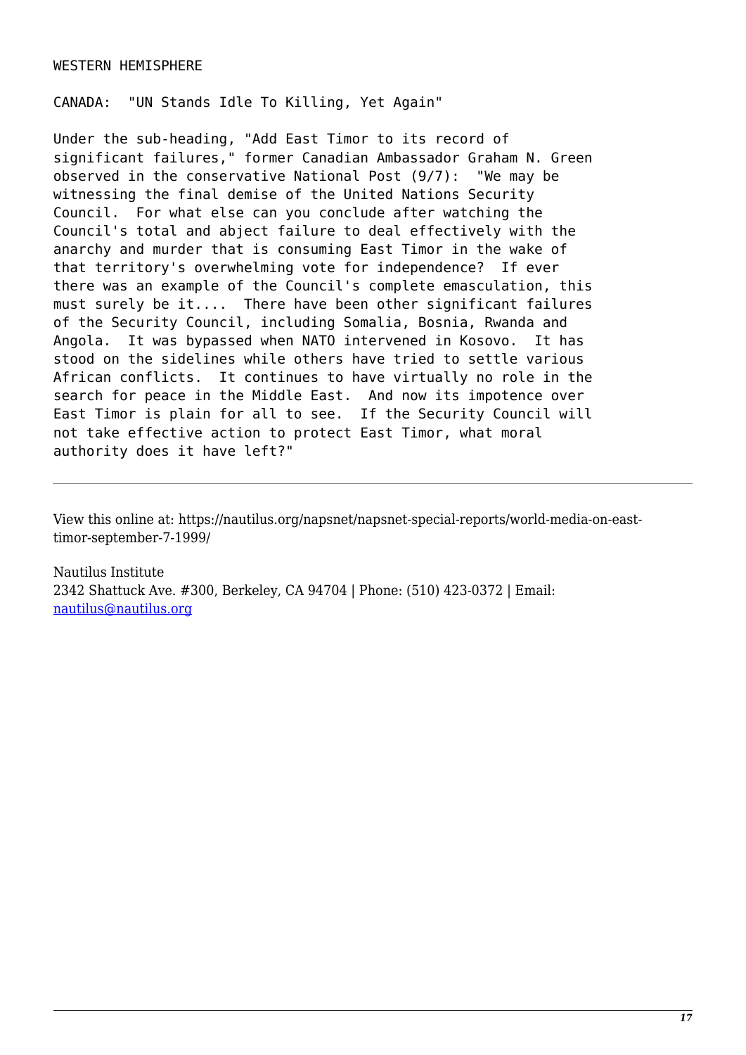WESTERN HEMISPHERE

CANADA: "UN Stands Idle To Killing, Yet Again"

Under the sub-heading, "Add East Timor to its record of significant failures," former Canadian Ambassador Graham N. Green observed in the conservative National Post (9/7): "We may be witnessing the final demise of the United Nations Security Council. For what else can you conclude after watching the Council's total and abject failure to deal effectively with the anarchy and murder that is consuming East Timor in the wake of that territory's overwhelming vote for independence? If ever there was an example of the Council's complete emasculation, this must surely be it.... There have been other significant failures of the Security Council, including Somalia, Bosnia, Rwanda and Angola. It was bypassed when NATO intervened in Kosovo. It has stood on the sidelines while others have tried to settle various African conflicts. It continues to have virtually no role in the search for peace in the Middle East. And now its impotence over East Timor is plain for all to see. If the Security Council will not take effective action to protect East Timor, what moral authority does it have left?"

---

View this online at: https://nautilus.org/napsnet/napsnet-special-reports/world-media-on-east-timor-september-7-1999/

Nautilus Institute
2342 Shattuck Ave. #300, Berkeley, CA 94704 | Phone: (510) 423-0372 | Email: nautilus@nautilus.org